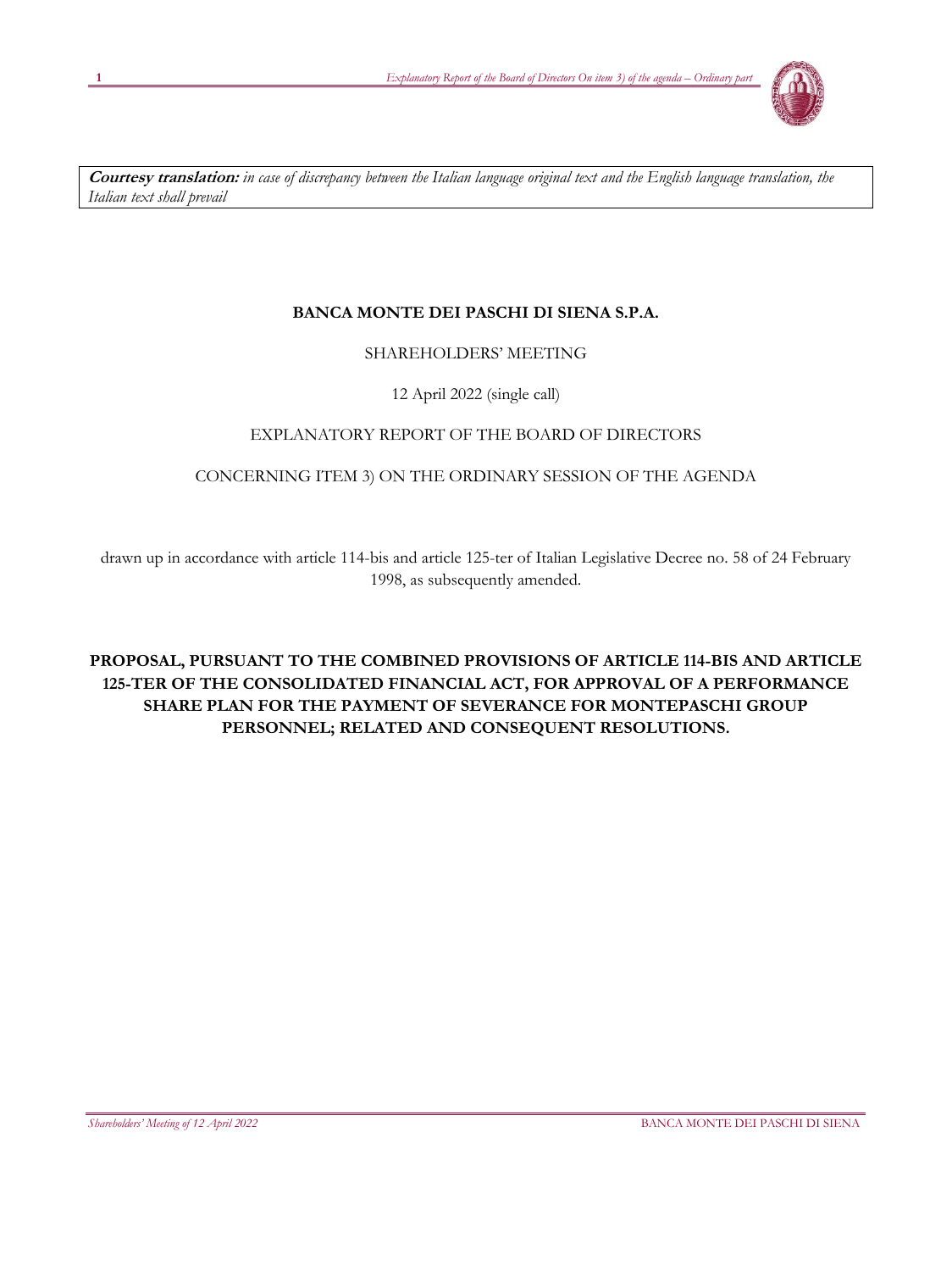**Courtesy translation:** *in case of discrepancy between the Italian language original text and the English language translation, the Italian text shall prevail*

**BANCA MONTE DEI PASCHI DI SIENA S.P.A.**

SHAREHOLDERS' MEETING

12 April 2022 (single call)

EXPLANATORY REPORT OF THE BOARD OF DIRECTORS

CONCERNING ITEM 3) ON THE ORDINARY SESSION OF THE AGENDA

drawn up in accordance with article 114-bis and article 125-ter of Italian Legislative Decree no. 58 of 24 February 1998, as subsequently amended.

**PROPOSAL, PURSUANT TO THE COMBINED PROVISIONS OF ARTICLE 114-BIS AND ARTICLE 125-TER OF THE CONSOLIDATED FINANCIAL ACT, FOR APPROVAL OF A PERFORMANCE SHARE PLAN FOR THE PAYMENT OF SEVERANCE FOR MONTEPASCHI GROUP PERSONNEL; RELATED AND CONSEQUENT RESOLUTIONS.**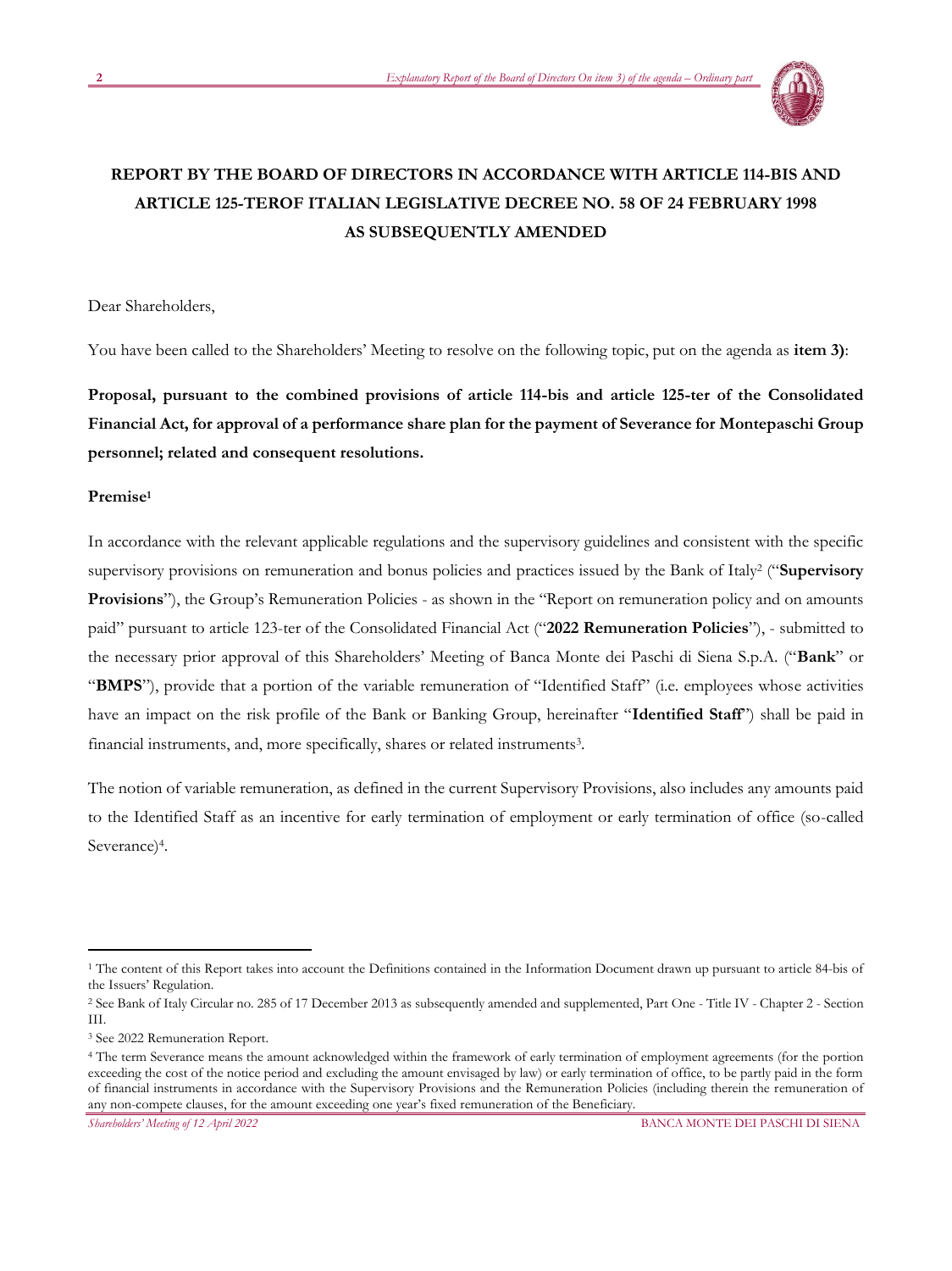## REPORT BY THE BOARD OF DIRECTORS IN ACCORDANCE WITH ARTICLE 114-BIS AND ARTICLE 125-TEROF ITALIAN LEGISLATIVE DECREE NO. 58 OF 24 FEBRUARY 1998 AS SUBSEQUENTLY AMENDED

Dear Shareholders,

You have been called to the Shareholders' Meeting to resolve on the following topic, put on the agenda as **item 3)**:

**Proposal, pursuant to the combined provisions of article 114-bis and article 125-ter of the Consolidated Financial Act, for approval of a performance share plan for the payment of Severance for Montepaschi Group personnel; related and consequent resolutions.**

**Premise**[1]

In accordance with the relevant applicable regulations and the supervisory guidelines and consistent with the specific supervisory provisions on remuneration and bonus policies and practices issued by the Bank of Italy[2] ("**Supervisory Provisions**"), the Group's Remuneration Policies - as shown in the "Report on remuneration policy and on amounts paid" pursuant to article 123-ter of the Consolidated Financial Act ("**2022 Remuneration Policies**"), - submitted to the necessary prior approval of this Shareholders' Meeting of Banca Monte dei Paschi di Siena S.p.A. ("**Bank**" or "**BMPS**"), provide that a portion of the variable remuneration of "Identified Staff" (i.e. employees whose activities have an impact on the risk profile of the Bank or Banking Group, hereinafter "**Identified Staff**") shall be paid in financial instruments, and, more specifically, shares or related instruments[3].

The notion of variable remuneration, as defined in the current Supervisory Provisions, also includes any amounts paid to the Identified Staff as an incentive for early termination of employment or early termination of office (so-called Severance)[4].

---

[1] The content of this Report takes into account the Definitions contained in the Information Document drawn up pursuant to article 84-bis of the Issuers' Regulation.

[2] See Bank of Italy Circular no. 285 of 17 December 2013 as subsequently amended and supplemented, Part One - Title IV - Chapter 2 - Section III.

[3] See 2022 Remuneration Report.

[4] The term Severance means the amount acknowledged within the framework of early termination of employment agreements (for the portion exceeding the cost of the notice period and excluding the amount envisaged by law) or early termination of office, to be partly paid in the form of financial instruments in accordance with the Supervisory Provisions and the Remuneration Policies (including therein the remuneration of any non-compete clauses, for the amount exceeding one year's fixed remuneration of the Beneficiary.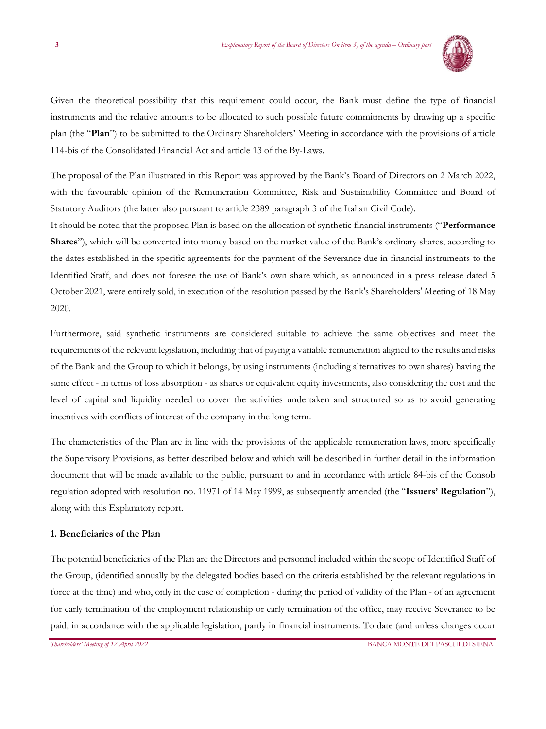Given the theoretical possibility that this requirement could occur, the Bank must define the type of financial instruments and the relative amounts to be allocated to such possible future commitments by drawing up a specific plan (the "**Plan**") to be submitted to the Ordinary Shareholders' Meeting in accordance with the provisions of article 114-bis of the Consolidated Financial Act and article 13 of the By-Laws.

The proposal of the Plan illustrated in this Report was approved by the Bank's Board of Directors on 2 March 2022, with the favourable opinion of the Remuneration Committee, Risk and Sustainability Committee and Board of Statutory Auditors (the latter also pursuant to article 2389 paragraph 3 of the Italian Civil Code).

It should be noted that the proposed Plan is based on the allocation of synthetic financial instruments ("**Performance Shares**"), which will be converted into money based on the market value of the Bank's ordinary shares, according to the dates established in the specific agreements for the payment of the Severance due in financial instruments to the Identified Staff, and does not foresee the use of Bank's own share which, as announced in a press release dated 5 October 2021, were entirely sold, in execution of the resolution passed by the Bank's Shareholders' Meeting of 18 May 2020.

Furthermore, said synthetic instruments are considered suitable to achieve the same objectives and meet the requirements of the relevant legislation, including that of paying a variable remuneration aligned to the results and risks of the Bank and the Group to which it belongs, by using instruments (including alternatives to own shares) having the same effect - in terms of loss absorption - as shares or equivalent equity investments, also considering the cost and the level of capital and liquidity needed to cover the activities undertaken and structured so as to avoid generating incentives with conflicts of interest of the company in the long term.

The characteristics of the Plan are in line with the provisions of the applicable remuneration laws, more specifically the Supervisory Provisions, as better described below and which will be described in further detail in the information document that will be made available to the public, pursuant to and in accordance with article 84-bis of the Consob regulation adopted with resolution no. 11971 of 14 May 1999, as subsequently amended (the "**Issuers' Regulation**"), along with this Explanatory report.

**1. Beneficiaries of the Plan**

The potential beneficiaries of the Plan are the Directors and personnel included within the scope of Identified Staff of the Group, (identified annually by the delegated bodies based on the criteria established by the relevant regulations in force at the time) and who, only in the case of completion - during the period of validity of the Plan - of an agreement for early termination of the employment relationship or early termination of the office, may receive Severance to be paid, in accordance with the applicable legislation, partly in financial instruments. To date (and unless changes occur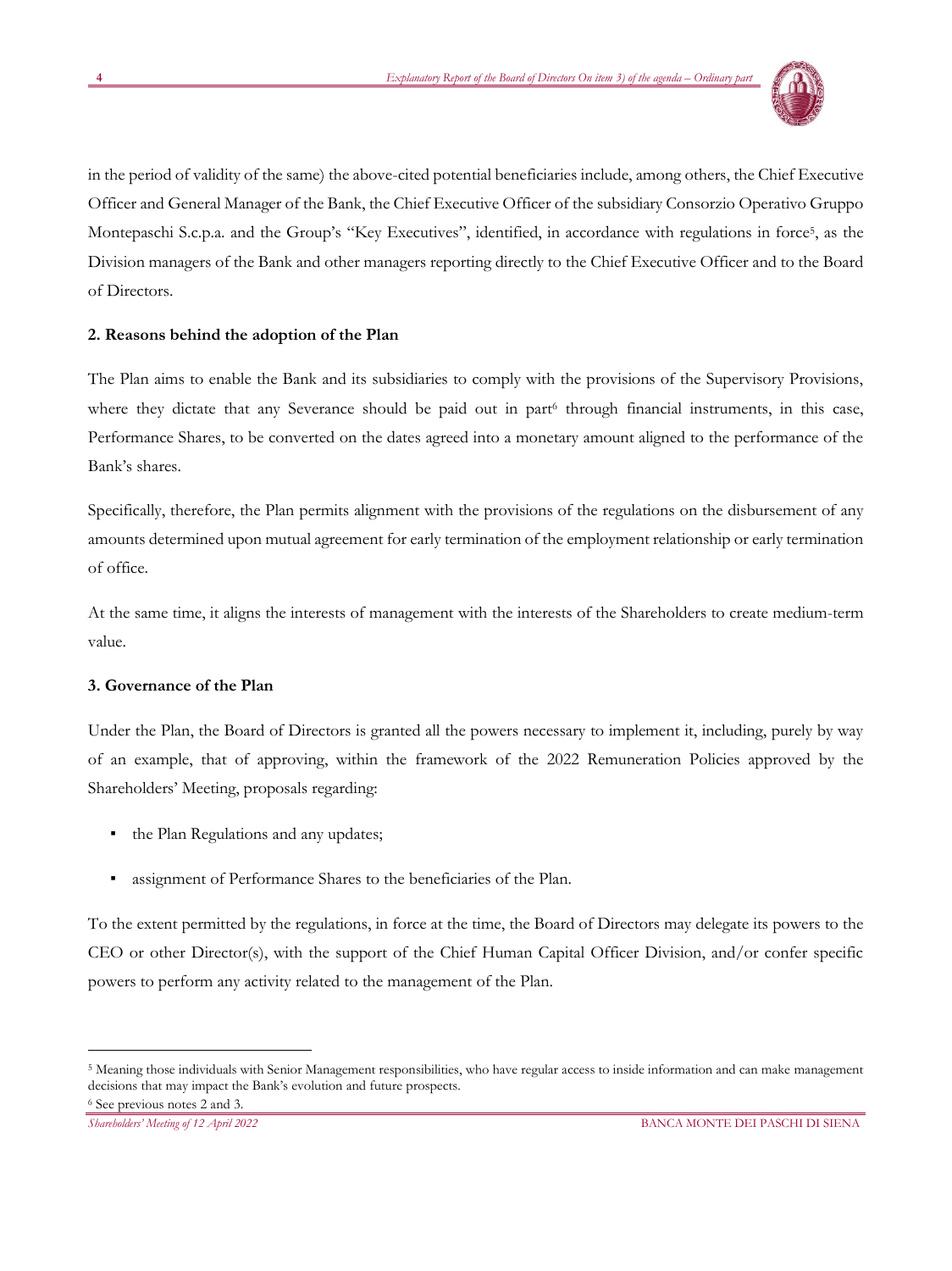in the period of validity of the same) the above-cited potential beneficiaries include, among others, the Chief Executive Officer and General Manager of the Bank, the Chief Executive Officer of the subsidiary Consorzio Operativo Gruppo Montepaschi S.c.p.a. and the Group's "Key Executives", identified, in accordance with regulations in force[5], as the Division managers of the Bank and other managers reporting directly to the Chief Executive Officer and to the Board of Directors.

**2. Reasons behind the adoption of the Plan**

The Plan aims to enable the Bank and its subsidiaries to comply with the provisions of the Supervisory Provisions, where they dictate that any Severance should be paid out in part[6] through financial instruments, in this case, Performance Shares, to be converted on the dates agreed into a monetary amount aligned to the performance of the Bank's shares.

Specifically, therefore, the Plan permits alignment with the provisions of the regulations on the disbursement of any amounts determined upon mutual agreement for early termination of the employment relationship or early termination of office.

At the same time, it aligns the interests of management with the interests of the Shareholders to create medium-term value.

**3. Governance of the Plan**

Under the Plan, the Board of Directors is granted all the powers necessary to implement it, including, purely by way of an example, that of approving, within the framework of the 2022 Remuneration Policies approved by the Shareholders' Meeting, proposals regarding:

- the Plan Regulations and any updates;
- assignment of Performance Shares to the beneficiaries of the Plan.

To the extent permitted by the regulations, in force at the time, the Board of Directors may delegate its powers to the CEO or other Director(s), with the support of the Chief Human Capital Officer Division, and/or confer specific powers to perform any activity related to the management of the Plan.

---

[5] Meaning those individuals with Senior Management responsibilities, who have regular access to inside information and can make management decisions that may impact the Bank's evolution and future prospects.

[6] See previous notes 2 and 3.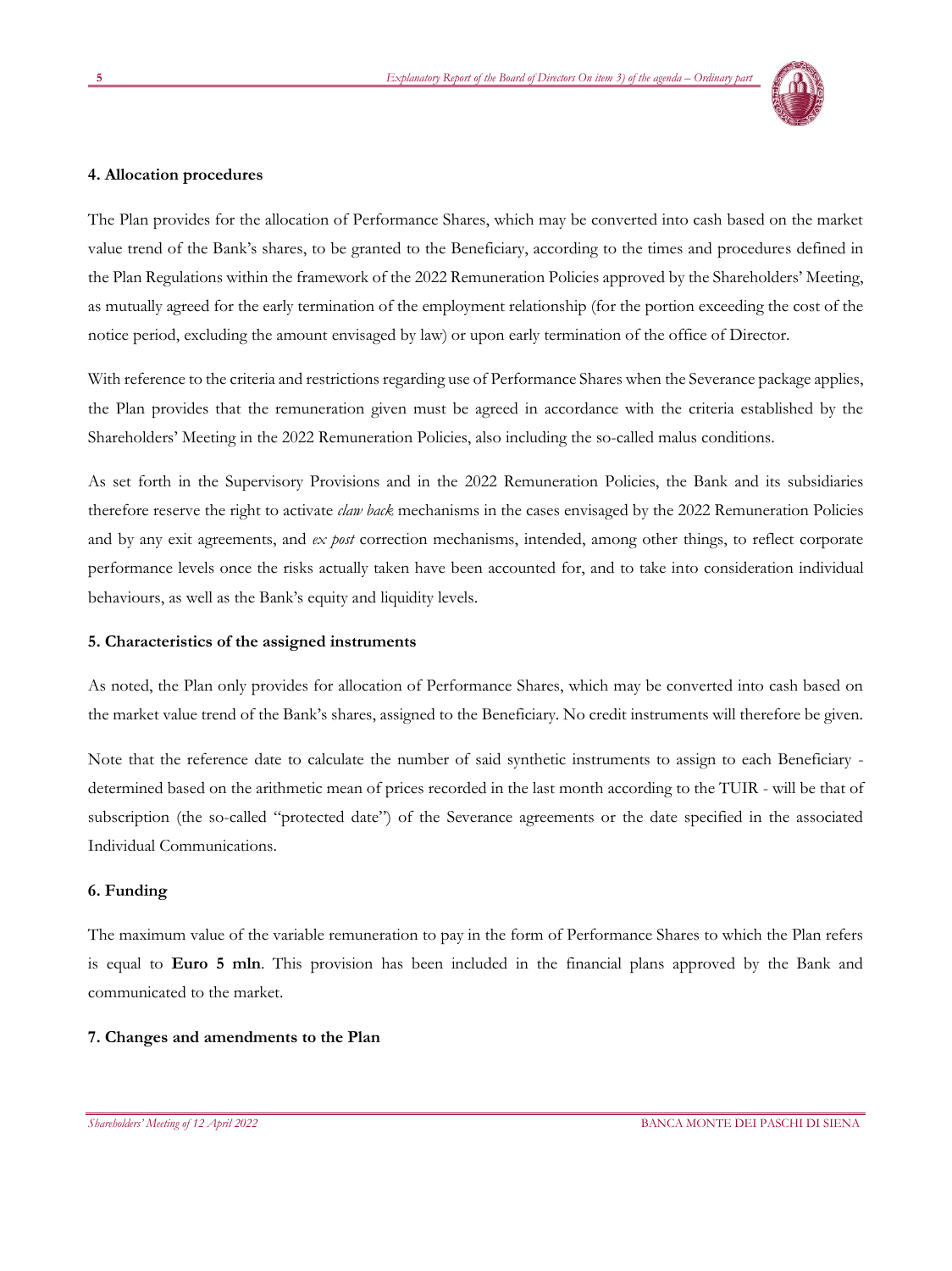**4. Allocation procedures**

The Plan provides for the allocation of Performance Shares, which may be converted into cash based on the market value trend of the Bank's shares, to be granted to the Beneficiary, according to the times and procedures defined in the Plan Regulations within the framework of the 2022 Remuneration Policies approved by the Shareholders' Meeting, as mutually agreed for the early termination of the employment relationship (for the portion exceeding the cost of the notice period, excluding the amount envisaged by law) or upon early termination of the office of Director.

With reference to the criteria and restrictions regarding use of Performance Shares when the Severance package applies, the Plan provides that the remuneration given must be agreed in accordance with the criteria established by the Shareholders' Meeting in the 2022 Remuneration Policies, also including the so-called malus conditions.

As set forth in the Supervisory Provisions and in the 2022 Remuneration Policies, the Bank and its subsidiaries therefore reserve the right to activate *claw back* mechanisms in the cases envisaged by the 2022 Remuneration Policies and by any exit agreements, and *ex post* correction mechanisms, intended, among other things, to reflect corporate performance levels once the risks actually taken have been accounted for, and to take into consideration individual behaviours, as well as the Bank's equity and liquidity levels.

**5. Characteristics of the assigned instruments**

As noted, the Plan only provides for allocation of Performance Shares, which may be converted into cash based on the market value trend of the Bank's shares, assigned to the Beneficiary. No credit instruments will therefore be given.

Note that the reference date to calculate the number of said synthetic instruments to assign to each Beneficiary - determined based on the arithmetic mean of prices recorded in the last month according to the TUIR - will be that of subscription (the so-called "protected date") of the Severance agreements or the date specified in the associated Individual Communications.

**6. Funding**

The maximum value of the variable remuneration to pay in the form of Performance Shares to which the Plan refers is equal to **Euro 5 mln**. This provision has been included in the financial plans approved by the Bank and communicated to the market.

**7. Changes and amendments to the Plan**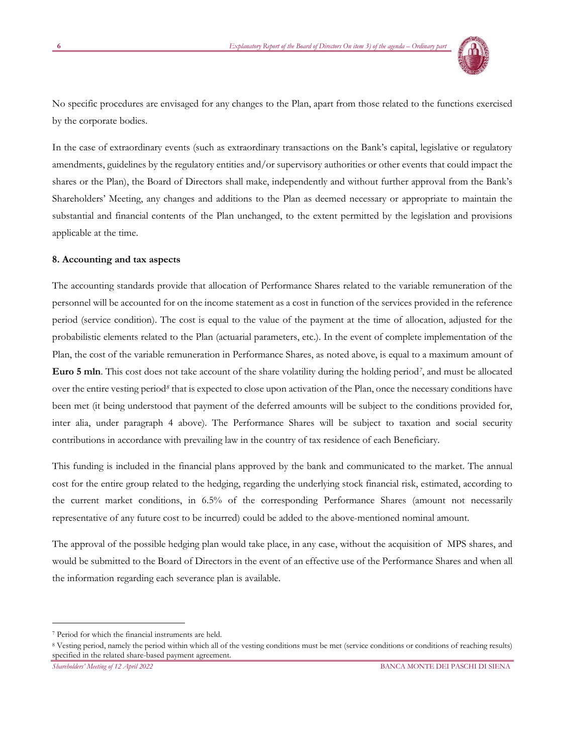No specific procedures are envisaged for any changes to the Plan, apart from those related to the functions exercised by the corporate bodies.

In the case of extraordinary events (such as extraordinary transactions on the Bank's capital, legislative or regulatory amendments, guidelines by the regulatory entities and/or supervisory authorities or other events that could impact the shares or the Plan), the Board of Directors shall make, independently and without further approval from the Bank's Shareholders' Meeting, any changes and additions to the Plan as deemed necessary or appropriate to maintain the substantial and financial contents of the Plan unchanged, to the extent permitted by the legislation and provisions applicable at the time.

**8. Accounting and tax aspects**

The accounting standards provide that allocation of Performance Shares related to the variable remuneration of the personnel will be accounted for on the income statement as a cost in function of the services provided in the reference period (service condition). The cost is equal to the value of the payment at the time of allocation, adjusted for the probabilistic elements related to the Plan (actuarial parameters, etc.). In the event of complete implementation of the Plan, the cost of the variable remuneration in Performance Shares, as noted above, is equal to a maximum amount of **Euro 5 mln**. This cost does not take account of the share volatility during the holding period[7], and must be allocated over the entire vesting period[8] that is expected to close upon activation of the Plan, once the necessary conditions have been met (it being understood that payment of the deferred amounts will be subject to the conditions provided for, inter alia, under paragraph 4 above). The Performance Shares will be subject to taxation and social security contributions in accordance with prevailing law in the country of tax residence of each Beneficiary.

This funding is included in the financial plans approved by the bank and communicated to the market. The annual cost for the entire group related to the hedging, regarding the underlying stock financial risk, estimated, according to the current market conditions, in 6.5% of the corresponding Performance Shares (amount not necessarily representative of any future cost to be incurred) could be added to the above-mentioned nominal amount.

The approval of the possible hedging plan would take place, in any case, without the acquisition of MPS shares, and would be submitted to the Board of Directors in the event of an effective use of the Performance Shares and when all the information regarding each severance plan is available.

[7] Period for which the financial instruments are held.

[8] Vesting period, namely the period within which all of the vesting conditions must be met (service conditions or conditions of reaching results) specified in the related share-based payment agreement.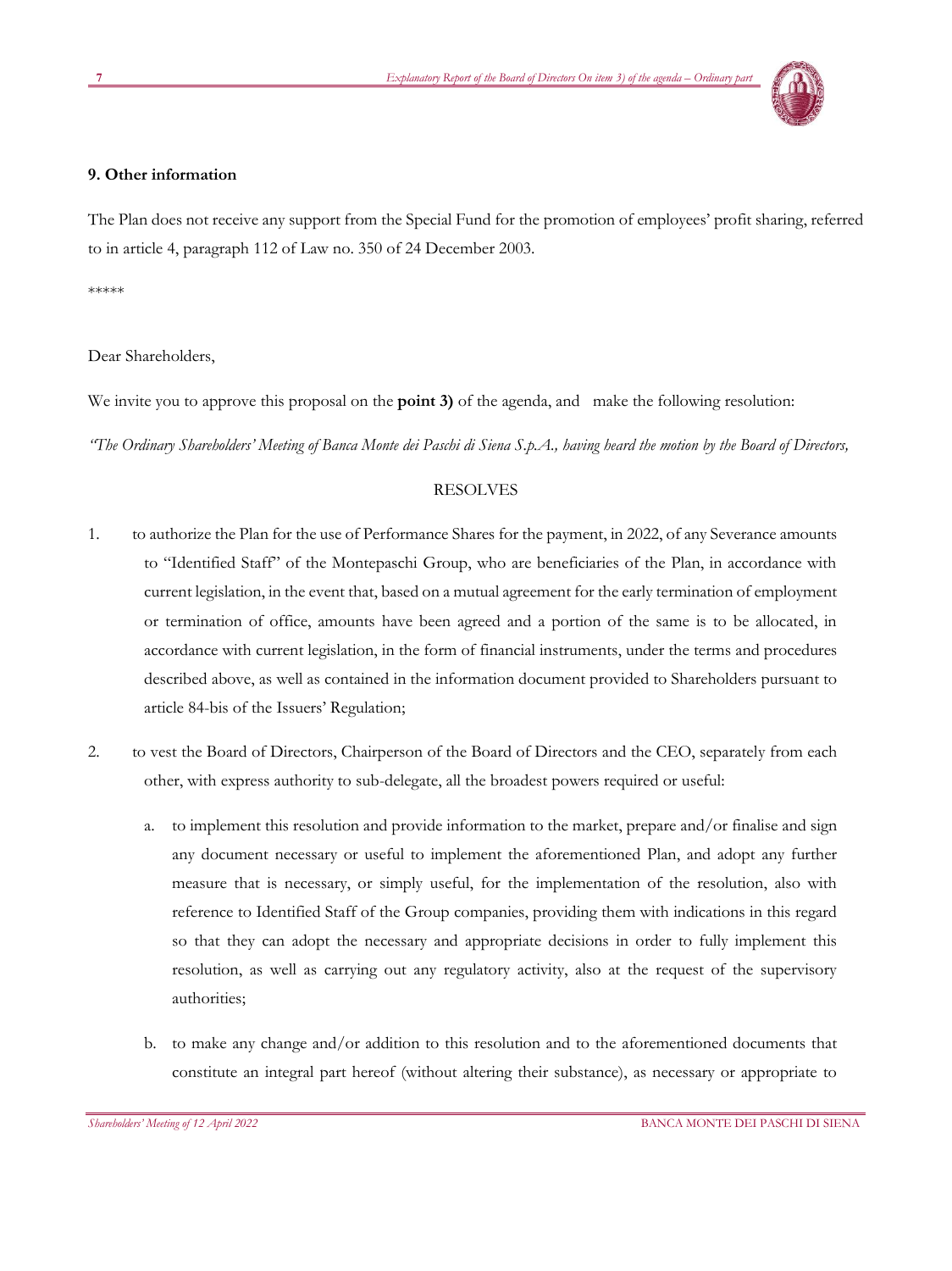**9. Other information**

The Plan does not receive any support from the Special Fund for the promotion of employees' profit sharing, referred to in article 4, paragraph 112 of Law no. 350 of 24 December 2003.

\*\*\*\*\*

Dear Shareholders,

We invite you to approve this proposal on the **point 3)** of the agenda, and make the following resolution:

*"The Ordinary Shareholders' Meeting of Banca Monte dei Paschi di Siena S.p.A., having heard the motion by the Board of Directors,*

RESOLVES

1. to authorize the Plan for the use of Performance Shares for the payment, in 2022, of any Severance amounts to "Identified Staff" of the Montepaschi Group, who are beneficiaries of the Plan, in accordance with current legislation, in the event that, based on a mutual agreement for the early termination of employment or termination of office, amounts have been agreed and a portion of the same is to be allocated, in accordance with current legislation, in the form of financial instruments, under the terms and procedures described above, as well as contained in the information document provided to Shareholders pursuant to article 84-bis of the Issuers' Regulation;

2. to vest the Board of Directors, Chairperson of the Board of Directors and the CEO, separately from each other, with express authority to sub-delegate, all the broadest powers required or useful:

   a. to implement this resolution and provide information to the market, prepare and/or finalise and sign any document necessary or useful to implement the aforementioned Plan, and adopt any further measure that is necessary, or simply useful, for the implementation of the resolution, also with reference to Identified Staff of the Group companies, providing them with indications in this regard so that they can adopt the necessary and appropriate decisions in order to fully implement this resolution, as well as carrying out any regulatory activity, also at the request of the supervisory authorities;

   b. to make any change and/or addition to this resolution and to the aforementioned documents that constitute an integral part hereof (without altering their substance), as necessary or appropriate to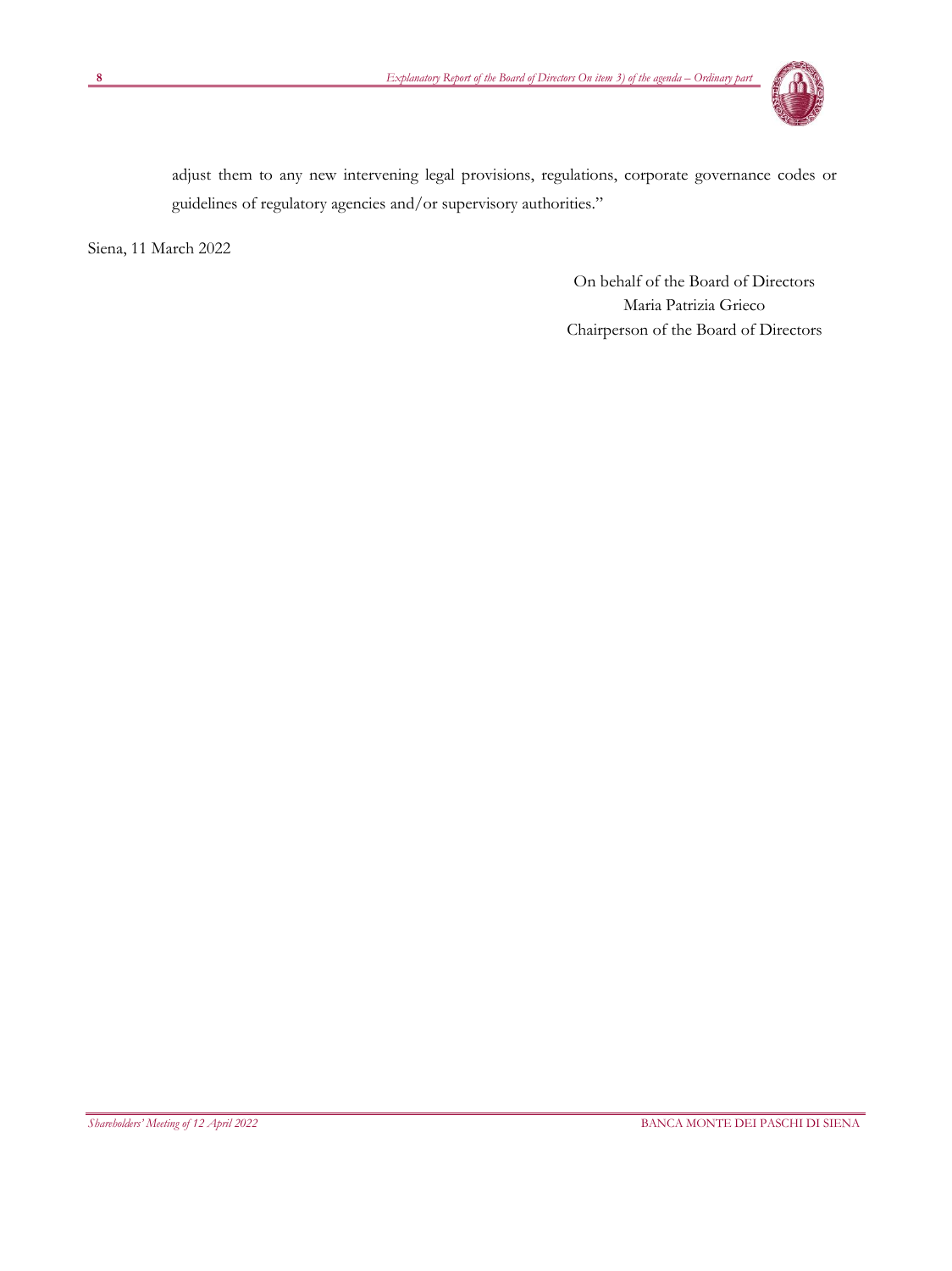adjust them to any new intervening legal provisions, regulations, corporate governance codes or guidelines of regulatory agencies and/or supervisory authorities."

Siena, 11 March 2022

On behalf of the Board of Directors
Maria Patrizia Grieco
Chairperson of the Board of Directors